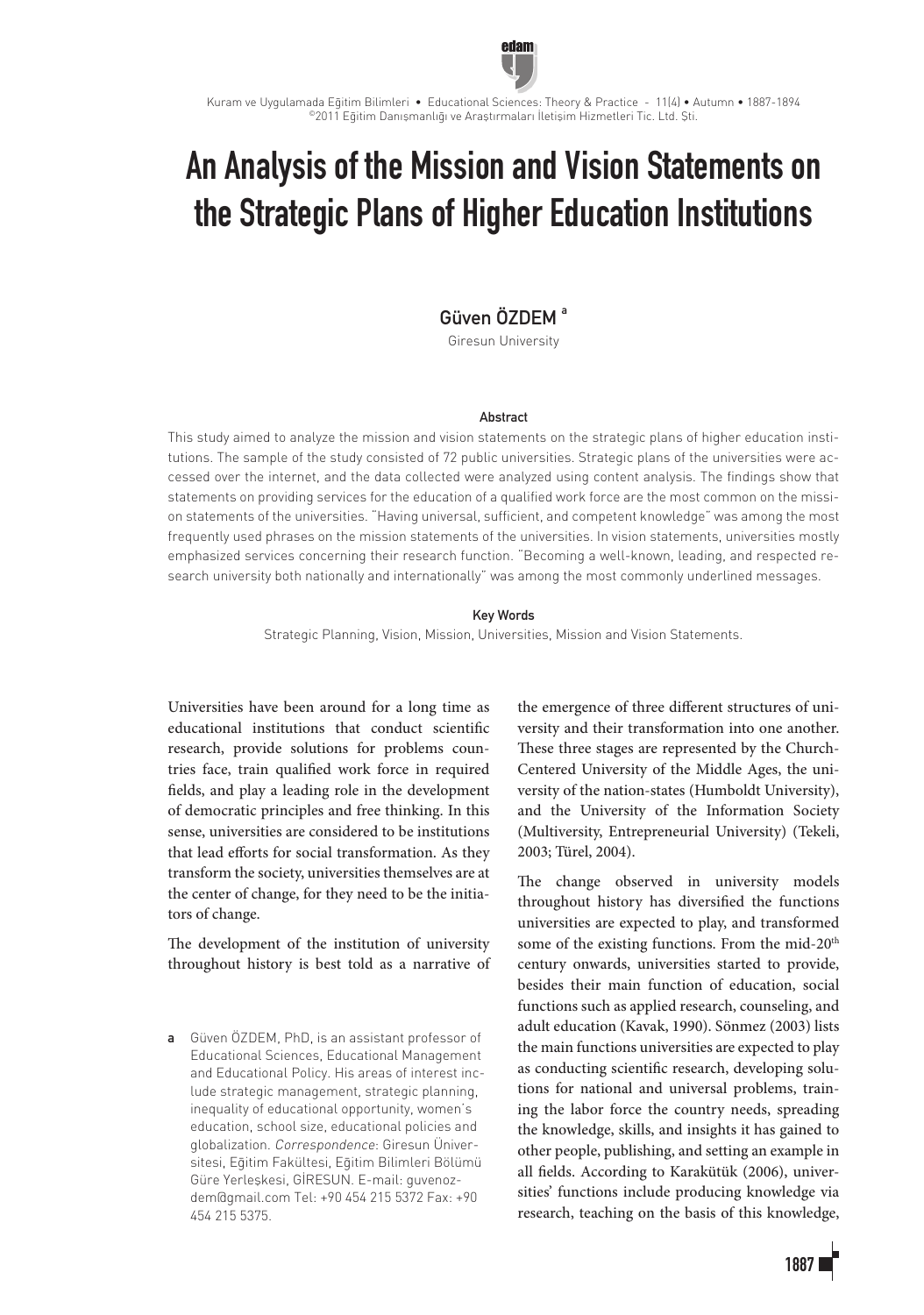# An Analysis of the Mission and Vision Statements on the Strategic Plans of Higher Education Institutions

**Güven ÖZDEM** [a]

Giresun University

### Abstract

This study aimed to analyze the mission and vision statements on the strategic plans of higher education institutions. The sample of the study consisted of 72 public universities. Strategic plans of the universities were accessed over the internet, and the data collected were analyzed using content analysis. The findings show that statements on providing services for the education of a qualified work force are the most common on the mission statements of the universities. "Having universal, sufficient, and competent knowledge" was among the most frequently used phrases on the mission statements of the universities. In vision statements, universities mostly emphasized services concerning their research function. "Becoming a well-known, leading, and respected research university both nationally and internationally" was among the most commonly underlined messages.

### Key Words

Strategic Planning, Vision, Mission, Universities, Mission and Vision Statements.

Universities have been around for a long time as educational institutions that conduct scientific research, provide solutions for problems countries face, train qualified work force in required fields, and play a leading role in the development of democratic principles and free thinking. In this sense, universities are considered to be institutions that lead efforts for social transformation. As they transform the society, universities themselves are at the center of change, for they need to be the initiators of change.

The development of the institution of university throughout history is best told as a narrative of the emergence of three different structures of university and their transformation into one another. These three stages are represented by the Church-Centered University of the Middle Ages, the university of the nation-states (Humboldt University), and the University of the Information Society (Multiversity, Entrepreneurial University) (Tekeli, 2003; Türel, 2004).

The change observed in university models throughout history has diversified the functions universities are expected to play, and transformed some of the existing functions. From the mid-20th century onwards, universities started to provide, besides their main function of education, social functions such as applied research, counseling, and adult education (Kavak, 1990). Sönmez (2003) lists the main functions universities are expected to play as conducting scientific research, developing solutions for national and universal problems, training the labor force the country needs, spreading the knowledge, skills, and insights it has gained to other people, publishing, and setting an example in all fields. According to Karakütük (2006), universities' functions include producing knowledge via research, teaching on the basis of this knowledge,

a Güven ÖZDEM, PhD, is an assistant professor of Educational Sciences, Educational Management and Educational Policy. His areas of interest include strategic management, strategic planning, inequality of educational opportunity, women's education, school size, educational policies and globalization. *Correspondence*: Giresun Üniversitesi, Eğitim Fakültesi, Eğitim Bilimleri Bölümü Güre Yerleşkesi, GİRESUN. E-mail: guvenozdem@gmail.com Tel: +90 454 215 5372 Fax: +90 454 215 5375.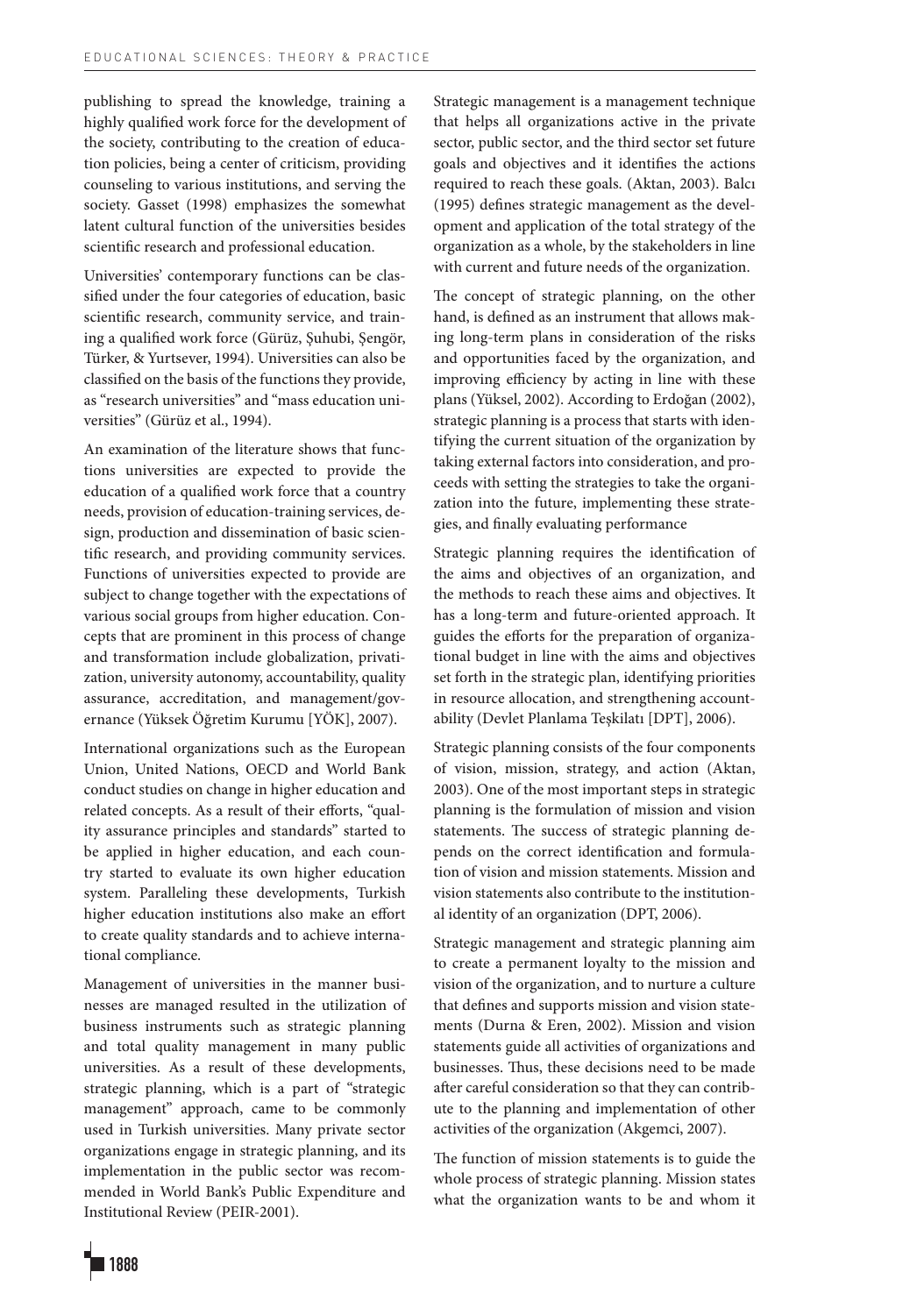publishing to spread the knowledge, training a highly qualified work force for the development of the society, contributing to the creation of education policies, being a center of criticism, providing counseling to various institutions, and serving the society. Gasset (1998) emphasizes the somewhat latent cultural function of the universities besides scientific research and professional education.

Universities' contemporary functions can be classified under the four categories of education, basic scientific research, community service, and training a qualified work force (Gürüz, Şuhubi, Şengör, Türker, & Yurtsever, 1994). Universities can also be classified on the basis of the functions they provide, as "research universities" and "mass education universities" (Gürüz et al., 1994).

An examination of the literature shows that functions universities are expected to provide the education of a qualified work force that a country needs, provision of education-training services, design, production and dissemination of basic scientific research, and providing community services. Functions of universities expected to provide are subject to change together with the expectations of various social groups from higher education. Concepts that are prominent in this process of change and transformation include globalization, privatization, university autonomy, accountability, quality assurance, accreditation, and management/governance (Yüksek Öğretim Kurumu [YÖK], 2007).

International organizations such as the European Union, United Nations, OECD and World Bank conduct studies on change in higher education and related concepts. As a result of their efforts, "quality assurance principles and standards" started to be applied in higher education, and each country started to evaluate its own higher education system. Paralleling these developments, Turkish higher education institutions also make an effort to create quality standards and to achieve international compliance.

Management of universities in the manner businesses are managed resulted in the utilization of business instruments such as strategic planning and total quality management in many public universities. As a result of these developments, strategic planning, which is a part of "strategic management" approach, came to be commonly used in Turkish universities. Many private sector organizations engage in strategic planning, and its implementation in the public sector was recommended in World Bank's Public Expenditure and Institutional Review (PEIR-2001).

Strategic management is a management technique that helps all organizations active in the private sector, public sector, and the third sector set future goals and objectives and it identifies the actions required to reach these goals. (Aktan, 2003). Balcı (1995) defines strategic management as the development and application of the total strategy of the organization as a whole, by the stakeholders in line with current and future needs of the organization.

The concept of strategic planning, on the other hand, is defined as an instrument that allows making long-term plans in consideration of the risks and opportunities faced by the organization, and improving efficiency by acting in line with these plans (Yüksel, 2002). According to Erdoğan (2002), strategic planning is a process that starts with identifying the current situation of the organization by taking external factors into consideration, and proceeds with setting the strategies to take the organization into the future, implementing these strategies, and finally evaluating performance

Strategic planning requires the identification of the aims and objectives of an organization, and the methods to reach these aims and objectives. It has a long-term and future-oriented approach. It guides the efforts for the preparation of organizational budget in line with the aims and objectives set forth in the strategic plan, identifying priorities in resource allocation, and strengthening accountability (Devlet Planlama Teşkilatı [DPT], 2006).

Strategic planning consists of the four components of vision, mission, strategy, and action (Aktan, 2003). One of the most important steps in strategic planning is the formulation of mission and vision statements. The success of strategic planning depends on the correct identification and formulation of vision and mission statements. Mission and vision statements also contribute to the institutional identity of an organization (DPT, 2006).

Strategic management and strategic planning aim to create a permanent loyalty to the mission and vision of the organization, and to nurture a culture that defines and supports mission and vision statements (Durna & Eren, 2002). Mission and vision statements guide all activities of organizations and businesses. Thus, these decisions need to be made after careful consideration so that they can contribute to the planning and implementation of other activities of the organization (Akgemci, 2007).

The function of mission statements is to guide the whole process of strategic planning. Mission states what the organization wants to be and whom it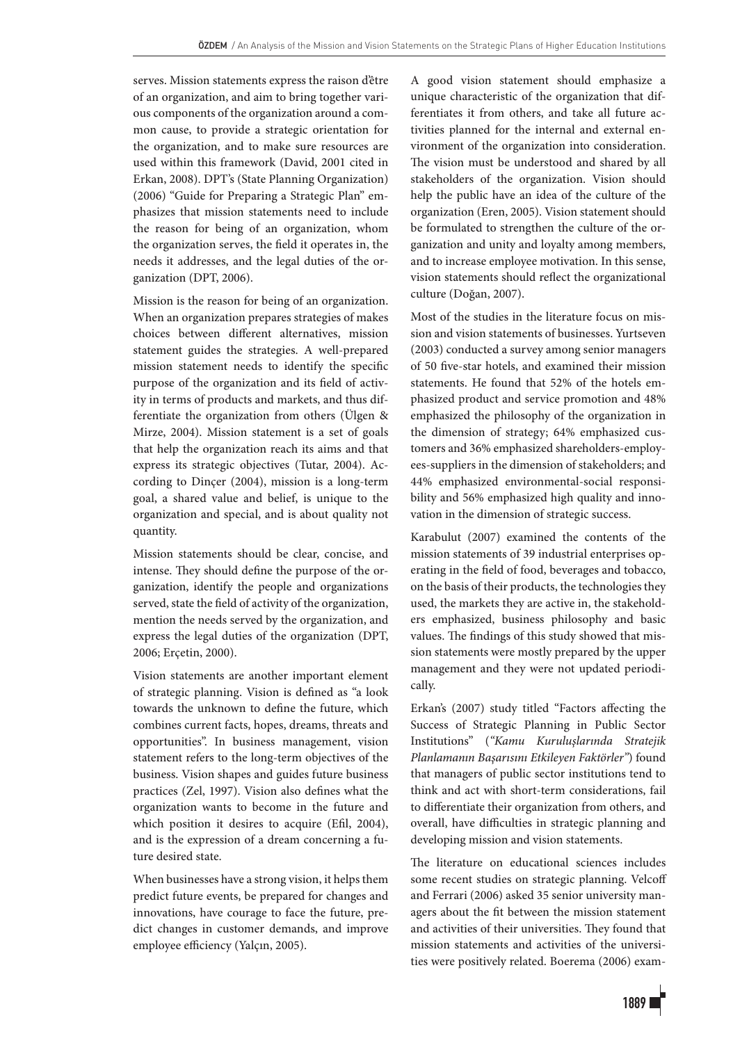serves. Mission statements express the raison d'être of an organization, and aim to bring together various components of the organization around a common cause, to provide a strategic orientation for the organization, and to make sure resources are used within this framework (David, 2001 cited in Erkan, 2008). DPT's (State Planning Organization) (2006) "Guide for Preparing a Strategic Plan" emphasizes that mission statements need to include the reason for being of an organization, whom the organization serves, the field it operates in, the needs it addresses, and the legal duties of the organization (DPT, 2006).

Mission is the reason for being of an organization. When an organization prepares strategies of makes choices between different alternatives, mission statement guides the strategies. A well-prepared mission statement needs to identify the specific purpose of the organization and its field of activity in terms of products and markets, and thus differentiate the organization from others (Ülgen & Mirze, 2004). Mission statement is a set of goals that help the organization reach its aims and that express its strategic objectives (Tutar, 2004). According to Dinçer (2004), mission is a long-term goal, a shared value and belief, is unique to the organization and special, and is about quality not quantity.

Mission statements should be clear, concise, and intense. They should define the purpose of the organization, identify the people and organizations served, state the field of activity of the organization, mention the needs served by the organization, and express the legal duties of the organization (DPT, 2006; Erçetin, 2000).

Vision statements are another important element of strategic planning. Vision is defined as "a look towards the unknown to define the future, which combines current facts, hopes, dreams, threats and opportunities". In business management, vision statement refers to the long-term objectives of the business. Vision shapes and guides future business practices (Zel, 1997). Vision also defines what the organization wants to become in the future and which position it desires to acquire (Efil, 2004), and is the expression of a dream concerning a future desired state.

When businesses have a strong vision, it helps them predict future events, be prepared for changes and innovations, have courage to face the future, predict changes in customer demands, and improve employee efficiency (Yalçın, 2005).

A good vision statement should emphasize a unique characteristic of the organization that differentiates it from others, and take all future activities planned for the internal and external environment of the organization into consideration. The vision must be understood and shared by all stakeholders of the organization. Vision should help the public have an idea of the culture of the organization (Eren, 2005). Vision statement should be formulated to strengthen the culture of the organization and unity and loyalty among members, and to increase employee motivation. In this sense, vision statements should reflect the organizational culture (Doğan, 2007).

Most of the studies in the literature focus on mission and vision statements of businesses. Yurtseven (2003) conducted a survey among senior managers of 50 five-star hotels, and examined their mission statements. He found that 52% of the hotels emphasized product and service promotion and 48% emphasized the philosophy of the organization in the dimension of strategy; 64% emphasized customers and 36% emphasized shareholders-employees-suppliers in the dimension of stakeholders; and 44% emphasized environmental-social responsibility and 56% emphasized high quality and innovation in the dimension of strategic success.

Karabulut (2007) examined the contents of the mission statements of 39 industrial enterprises operating in the field of food, beverages and tobacco, on the basis of their products, the technologies they used, the markets they are active in, the stakeholders emphasized, business philosophy and basic values. The findings of this study showed that mission statements were mostly prepared by the upper management and they were not updated periodically.

Erkan's (2007) study titled "Factors affecting the Success of Strategic Planning in Public Sector Institutions" (*"Kamu Kuruluşlarında Stratejik Planlamanın Başarısını Etkileyen Faktörler"*) found that managers of public sector institutions tend to think and act with short-term considerations, fail to differentiate their organization from others, and overall, have difficulties in strategic planning and developing mission and vision statements.

The literature on educational sciences includes some recent studies on strategic planning. Velcoff and Ferrari (2006) asked 35 senior university managers about the fit between the mission statement and activities of their universities. They found that mission statements and activities of the universities were positively related. Boerema (2006) exam-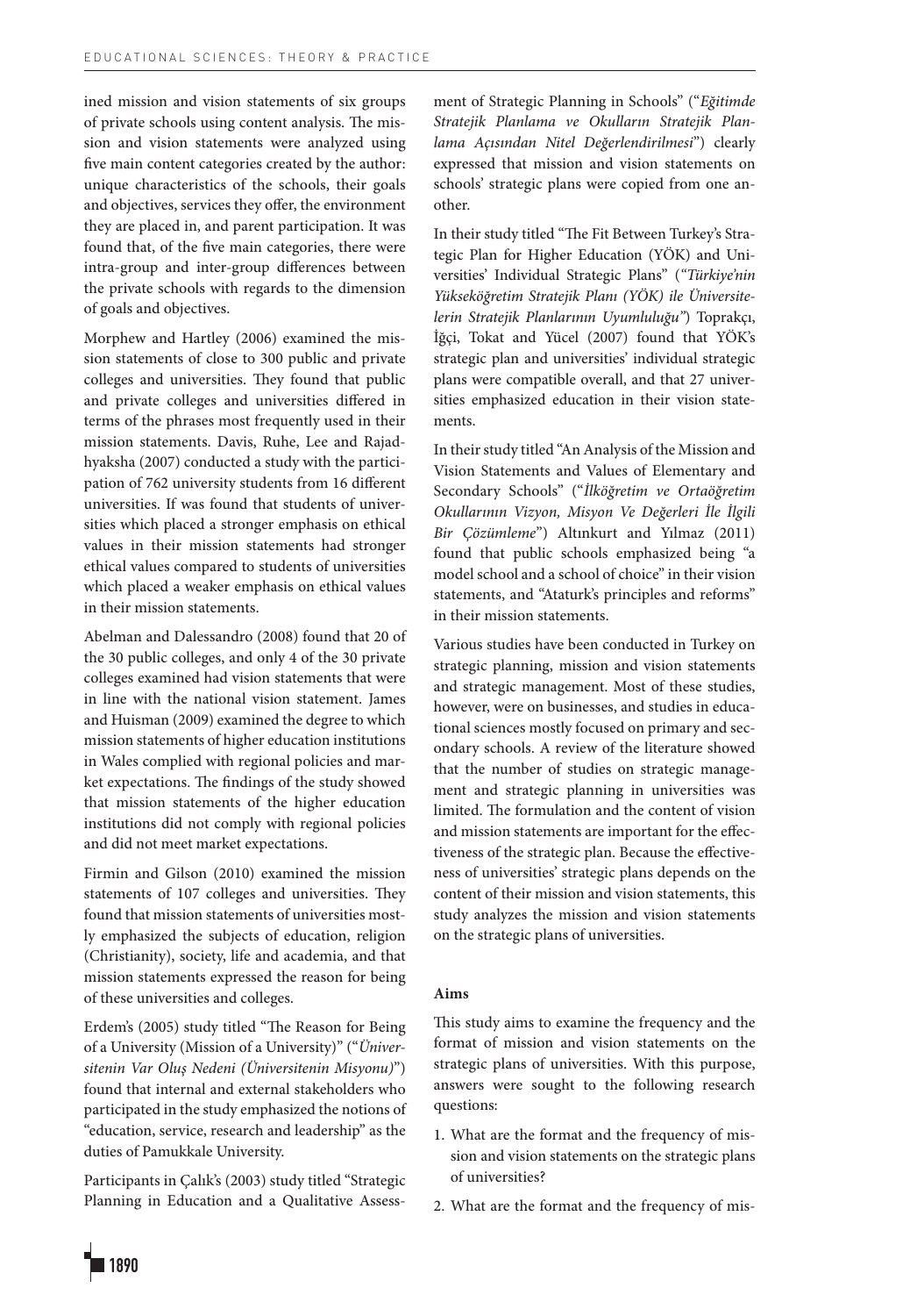ined mission and vision statements of six groups of private schools using content analysis. The mission and vision statements were analyzed using five main content categories created by the author: unique characteristics of the schools, their goals and objectives, services they offer, the environment they are placed in, and parent participation. It was found that, of the five main categories, there were intra-group and inter-group differences between the private schools with regards to the dimension of goals and objectives.

Morphew and Hartley (2006) examined the mission statements of close to 300 public and private colleges and universities. They found that public and private colleges and universities differed in terms of the phrases most frequently used in their mission statements. Davis, Ruhe, Lee and Rajadhyaksha (2007) conducted a study with the participation of 762 university students from 16 different universities. If was found that students of universities which placed a stronger emphasis on ethical values in their mission statements had stronger ethical values compared to students of universities which placed a weaker emphasis on ethical values in their mission statements.

Abelman and Dalessandro (2008) found that 20 of the 30 public colleges, and only 4 of the 30 private colleges examined had vision statements that were in line with the national vision statement. James and Huisman (2009) examined the degree to which mission statements of higher education institutions in Wales complied with regional policies and market expectations. The findings of the study showed that mission statements of the higher education institutions did not comply with regional policies and did not meet market expectations.

Firmin and Gilson (2010) examined the mission statements of 107 colleges and universities. They found that mission statements of universities mostly emphasized the subjects of education, religion (Christianity), society, life and academia, and that mission statements expressed the reason for being of these universities and colleges.

Erdem's (2005) study titled "The Reason for Being of a University (Mission of a University)" ("*Üniversitenin Var Oluş Nedeni (Üniversitenin Misyonu)*") found that internal and external stakeholders who participated in the study emphasized the notions of "education, service, research and leadership" as the duties of Pamukkale University.

Participants in Çalık's (2003) study titled "Strategic Planning in Education and a Qualitative Assessment of Strategic Planning in Schools" ("*Eğitimde Stratejik Planlama ve Okulların Stratejik Planlama Açısından Nitel Değerlendirilmesi*") clearly expressed that mission and vision statements on schools' strategic plans were copied from one another.

In their study titled "The Fit Between Turkey's Strategic Plan for Higher Education (YÖK) and Universities' Individual Strategic Plans" ("*Türkiye'nin Yükseköğretim Stratejik Planı (YÖK) ile Üniversitelerin Stratejik Planlarının Uyumluluğu*") Toprakçı, İğçi, Tokat and Yücel (2007) found that YÖK's strategic plan and universities' individual strategic plans were compatible overall, and that 27 universities emphasized education in their vision statements.

In their study titled "An Analysis of the Mission and Vision Statements and Values of Elementary and Secondary Schools" ("*İlköğretim ve Ortaöğretim Okullarının Vizyon, Misyon Ve Değerleri İle İlgili Bir Çözümleme*") Altınkurt and Yılmaz (2011) found that public schools emphasized being "a model school and a school of choice" in their vision statements, and "Ataturk's principles and reforms" in their mission statements.

Various studies have been conducted in Turkey on strategic planning, mission and vision statements and strategic management. Most of these studies, however, were on businesses, and studies in educational sciences mostly focused on primary and secondary schools. A review of the literature showed that the number of studies on strategic management and strategic planning in universities was limited. The formulation and the content of vision and mission statements are important for the effectiveness of the strategic plan. Because the effectiveness of universities' strategic plans depends on the content of their mission and vision statements, this study analyzes the mission and vision statements on the strategic plans of universities.

#### Aims

This study aims to examine the frequency and the format of mission and vision statements on the strategic plans of universities. With this purpose, answers were sought to the following research questions:

1. What are the format and the frequency of mission and vision statements on the strategic plans of universities?
2. What are the format and the frequency of mis-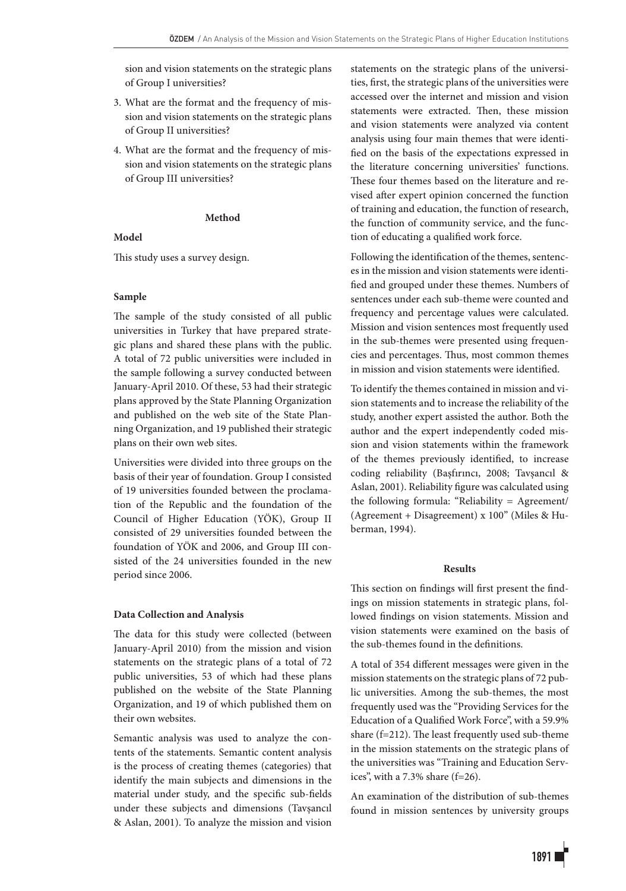sion and vision statements on the strategic plans of Group I universities?

3. What are the format and the frequency of mission and vision statements on the strategic plans of Group II universities?
4. What are the format and the frequency of mission and vision statements on the strategic plans of Group III universities?

## Method

### Model

This study uses a survey design.

### Sample

The sample of the study consisted of all public universities in Turkey that have prepared strategic plans and shared these plans with the public. A total of 72 public universities were included in the sample following a survey conducted between January-April 2010. Of these, 53 had their strategic plans approved by the State Planning Organization and published on the web site of the State Planning Organization, and 19 published their strategic plans on their own web sites.

Universities were divided into three groups on the basis of their year of foundation. Group I consisted of 19 universities founded between the proclamation of the Republic and the foundation of the Council of Higher Education (YÖK), Group II consisted of 29 universities founded between the foundation of YÖK and 2006, and Group III consisted of the 24 universities founded in the new period since 2006.

### Data Collection and Analysis

The data for this study were collected (between January-April 2010) from the mission and vision statements on the strategic plans of a total of 72 public universities, 53 of which had these plans published on the website of the State Planning Organization, and 19 of which published them on their own websites.

Semantic analysis was used to analyze the contents of the statements. Semantic content analysis is the process of creating themes (categories) that identify the main subjects and dimensions in the material under study, and the specific sub-fields under these subjects and dimensions (Tavşancıl & Aslan, 2001). To analyze the mission and vision statements on the strategic plans of the universities, first, the strategic plans of the universities were accessed over the internet and mission and vision statements were extracted. Then, these mission and vision statements were analyzed via content analysis using four main themes that were identified on the basis of the expectations expressed in the literature concerning universities' functions. These four themes based on the literature and revised after expert opinion concerned the function of training and education, the function of research, the function of community service, and the function of educating a qualified work force.

Following the identification of the themes, sentences in the mission and vision statements were identified and grouped under these themes. Numbers of sentences under each sub-theme were counted and frequency and percentage values were calculated. Mission and vision sentences most frequently used in the sub-themes were presented using frequencies and percentages. Thus, most common themes in mission and vision statements were identified.

To identify the themes contained in mission and vision statements and to increase the reliability of the study, another expert assisted the author. Both the author and the expert independently coded mission and vision statements within the framework of the themes previously identified, to increase coding reliability (Başfırıncı, 2008; Tavşancıl & Aslan, 2001). Reliability figure was calculated using the following formula: "Reliability = Agreement/(Agreement + Disagreement) x 100" (Miles & Huberman, 1994).

## Results

This section on findings will first present the findings on mission statements in strategic plans, followed findings on vision statements. Mission and vision statements were examined on the basis of the sub-themes found in the definitions.

A total of 354 different messages were given in the mission statements on the strategic plans of 72 public universities. Among the sub-themes, the most frequently used was the "Providing Services for the Education of a Qualified Work Force", with a 59.9% share (f=212). The least frequently used sub-theme in the mission statements on the strategic plans of the universities was "Training and Education Services", with a 7.3% share (f=26).

An examination of the distribution of sub-themes found in mission sentences by university groups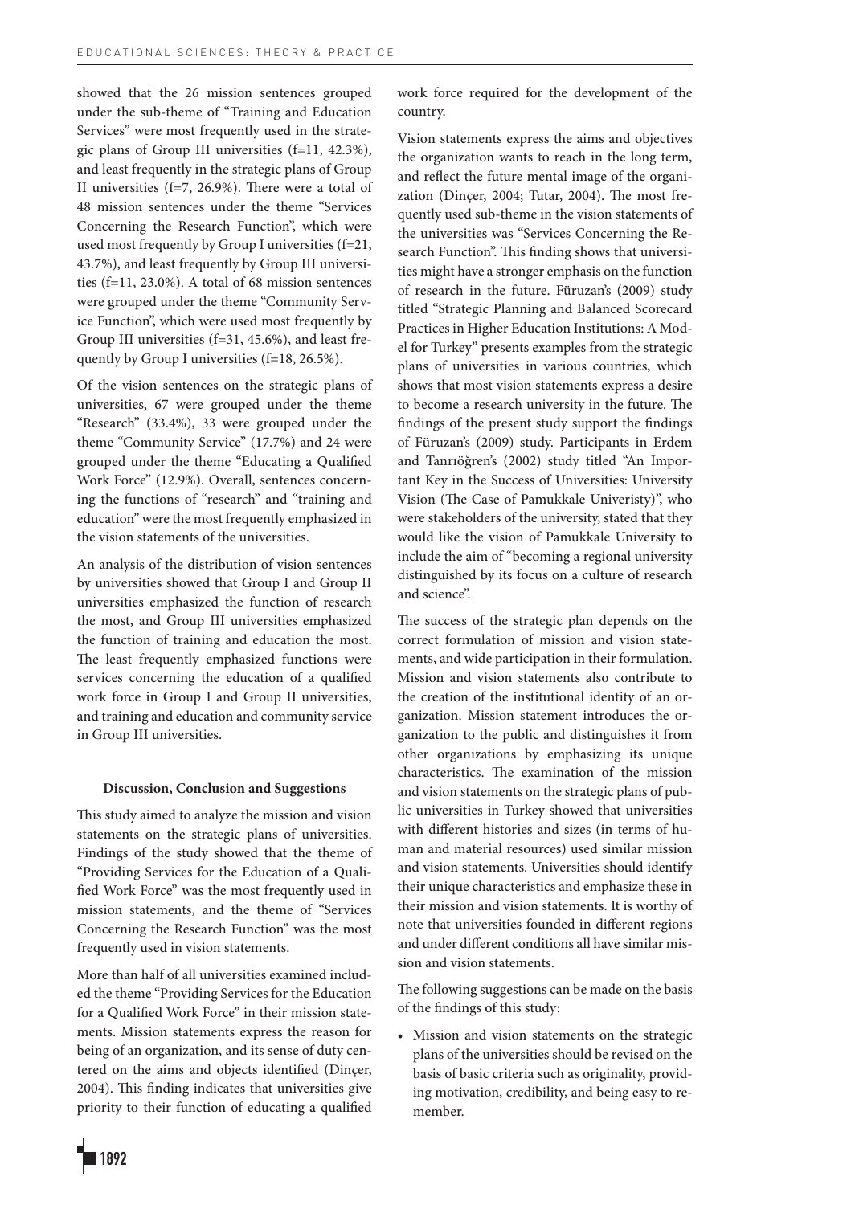showed that the 26 mission sentences grouped under the sub-theme of "Training and Education Services" were most frequently used in the strategic plans of Group III universities (f=11, 42.3%), and least frequently in the strategic plans of Group II universities (f=7, 26.9%). There were a total of 48 mission sentences under the theme "Services Concerning the Research Function", which were used most frequently by Group I universities (f=21, 43.7%), and least frequently by Group III universities (f=11, 23.0%). A total of 68 mission sentences were grouped under the theme "Community Service Function", which were used most frequently by Group III universities (f=31, 45.6%), and least frequently by Group I universities (f=18, 26.5%).

Of the vision sentences on the strategic plans of universities, 67 were grouped under the theme "Research" (33.4%), 33 were grouped under the theme "Community Service" (17.7%) and 24 were grouped under the theme "Educating a Qualified Work Force" (12.9%). Overall, sentences concerning the functions of "research" and "training and education" were the most frequently emphasized in the vision statements of the universities.

An analysis of the distribution of vision sentences by universities showed that Group I and Group II universities emphasized the function of research the most, and Group III universities emphasized the function of training and education the most. The least frequently emphasized functions were services concerning the education of a qualified work force in Group I and Group II universities, and training and education and community service in Group III universities.

## Discussion, Conclusion and Suggestions

This study aimed to analyze the mission and vision statements on the strategic plans of universities. Findings of the study showed that the theme of "Providing Services for the Education of a Qualified Work Force" was the most frequently used in mission statements, and the theme of "Services Concerning the Research Function" was the most frequently used in vision statements.

More than half of all universities examined included the theme "Providing Services for the Education for a Qualified Work Force" in their mission statements. Mission statements express the reason for being of an organization, and its sense of duty centered on the aims and objects identified (Dinçer, 2004). This finding indicates that universities give priority to their function of educating a qualified work force required for the development of the country.

Vision statements express the aims and objectives the organization wants to reach in the long term, and reflect the future mental image of the organization (Dinçer, 2004; Tutar, 2004). The most frequently used sub-theme in the vision statements of the universities was "Services Concerning the Research Function". This finding shows that universities might have a stronger emphasis on the function of research in the future. Füruzan's (2009) study titled "Strategic Planning and Balanced Scorecard Practices in Higher Education Institutions: A Model for Turkey" presents examples from the strategic plans of universities in various countries, which shows that most vision statements express a desire to become a research university in the future. The findings of the present study support the findings of Füruzan's (2009) study. Participants in Erdem and Tanrıöğren's (2002) study titled "An Important Key in the Success of Universities: University Vision (The Case of Pamukkale Univeristy)", who were stakeholders of the university, stated that they would like the vision of Pamukkale University to include the aim of "becoming a regional university distinguished by its focus on a culture of research and science".

The success of the strategic plan depends on the correct formulation of mission and vision statements, and wide participation in their formulation. Mission and vision statements also contribute to the creation of the institutional identity of an organization. Mission statement introduces the organization to the public and distinguishes it from other organizations by emphasizing its unique characteristics. The examination of the mission and vision statements on the strategic plans of public universities in Turkey showed that universities with different histories and sizes (in terms of human and material resources) used similar mission and vision statements. Universities should identify their unique characteristics and emphasize these in their mission and vision statements. It is worthy of note that universities founded in different regions and under different conditions all have similar mission and vision statements.

The following suggestions can be made on the basis of the findings of this study:

- Mission and vision statements on the strategic plans of the universities should be revised on the basis of basic criteria such as originality, providing motivation, credibility, and being easy to remember.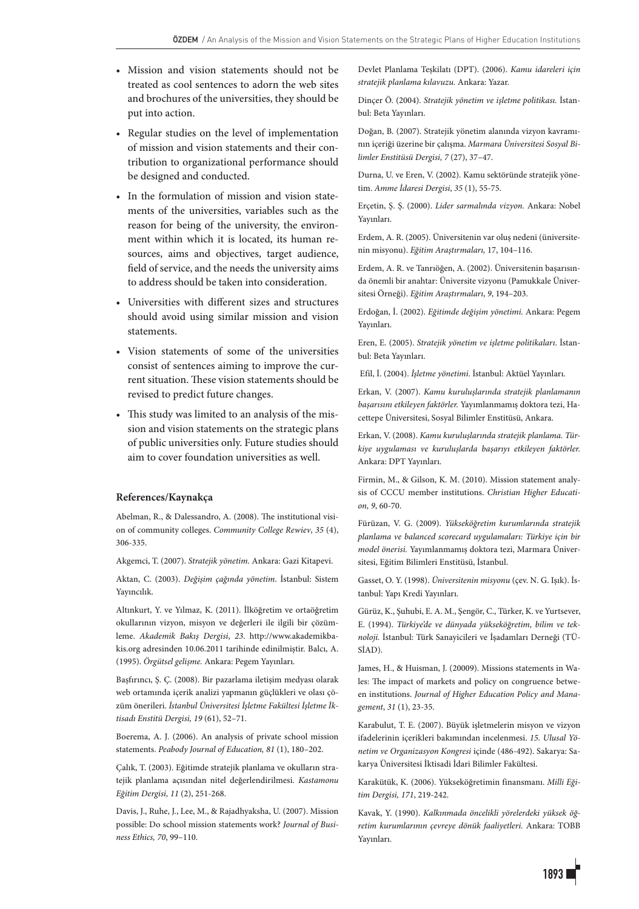- Mission and vision statements should not be treated as cool sentences to adorn the web sites and brochures of the universities, they should be put into action.
- Regular studies on the level of implementation of mission and vision statements and their contribution to organizational performance should be designed and conducted.
- In the formulation of mission and vision statements of the universities, variables such as the reason for being of the university, the environment within which it is located, its human resources, aims and objectives, target audience, field of service, and the needs the university aims to address should be taken into consideration.
- Universities with different sizes and structures should avoid using similar mission and vision statements.
- Vision statements of some of the universities consist of sentences aiming to improve the current situation. These vision statements should be revised to predict future changes.
- This study was limited to an analysis of the mission and vision statements on the strategic plans of public universities only. Future studies should aim to cover foundation universities as well.

**References/Kaynakça**

Abelman, R., & Dalessandro, A. (2008). The institutional vision of community colleges. *Community College Rewiev*, *35* (4), 306-335.

Akgemci, T. (2007). *Stratejik yönetim.* Ankara: Gazi Kitapevi.

Aktan, C. (2003). *Değişim çağında yönetim*. İstanbul: Sistem Yayıncılık.

Altınkurt, Y. ve Yılmaz, K. (2011). İlköğretim ve ortaöğretim okullarının vizyon, misyon ve değerleri ile ilgili bir çözümleme. *Akademik Bakış Dergisi*, *23.* http://www.akademikbakis.org adresinden 10.06.2011 tarihinde edinilmiştir. Balcı, A. (1995). *Örgütsel gelişme.* Ankara: Pegem Yayınları.

Başfırıncı, Ş. Ç. (2008). Bir pazarlama iletişim medyası olarak web ortamında içerik analizi yapmanın güçlükleri ve olası çözüm önerileri. *İstanbul Üniversitesi İşletme Fakültesi İşletme İktisadı Enstitü Dergisi, 19* (61), 52–71.

Boerema, A. J. (2006). An analysis of private school mission statements. *Peabody Journal of Education, 81* (1), 180–202.

Çalık, T. (2003). Eğitimde stratejik planlama ve okulların stratejik planlama açısından nitel değerlendirilmesi*. Kastamonu Eğitim Dergisi, 11* (2), 251-268.

Davis, J., Ruhe, J., Lee, M., & Rajadhyaksha, U. (2007). Mission possible: Do school mission statements work? *Journal of Business Ethics, 70*, 99–110.

Devlet Planlama Teşkilatı (DPT). (2006). *Kamu idareleri için stratejik planlama kılavuzu.* Ankara: Yazar.

Dinçer Ö. (2004). *Stratejik yönetim ve işletme politikası.* İstanbul: Beta Yayınları.

Doğan, B. (2007). Stratejik yönetim alanında vizyon kavramının içeriği üzerine bir çalışma. *Marmara Üniversitesi Sosyal Bilimler Enstitüsü Dergisi, 7* (27), 37–47.

Durna, U. ve Eren, V. (2002). Kamu sektöründe stratejik yönetim. *Amme İdaresi Dergisi*, *35* (1), 55-75.

Erçetin, Ş. Ş. (2000). *Lider sarmalında vizyon.* Ankara: Nobel Yayınları.

Erdem, A. R. (2005). Üniversitenin var oluş nedeni (üniversitenin misyonu). *Eğitim Araştırmaları,* 17, 104–116.

Erdem, A. R. ve Tanrıöğen, A. (2002). Üniversitenin başarısında önemli bir anahtar: Üniversite vizyonu (Pamukkale Üniversitesi Örneği). *Eğitim Araştırmaları*, *9*, 194–203.

Erdoğan, İ. (2002). *Eğitimde değişim yönetimi.* Ankara: Pegem Yayınları.

Eren, E. (2005). *Stratejik yönetim ve işletme politikaları.* İstanbul: Beta Yayınları.

Efil, İ. (2004). *İşletme yönetimi*. İstanbul: Aktüel Yayınları.

Erkan, V. (2007). *Kamu kuruluşlarında stratejik planlamanın başarısını etkileyen faktörler.* Yayımlanmamış doktora tezi, Hacettepe Üniversitesi, Sosyal Bilimler Enstitüsü, Ankara.

Erkan, V. (2008). *Kamu kuruluşlarında stratejik planlama. Türkiye uygulaması ve kuruluşlarda başarıyı etkileyen faktörler.* Ankara: DPT Yayınları.

Firmin, M., & Gilson, K. M. (2010). Mission statement analysis of CCCU member institutions. *Christian Higher Education, 9*, 60-70.

Fürüzan, V. G. (2009). *Yükseköğretim kurumlarında stratejik planlama ve balanced scorecard uygulamaları: Türkiye için bir model önerisi.* Yayımlanmamış doktora tezi, Marmara Üniversitesi, Eğitim Bilimleri Enstitüsü, İstanbul.

Gasset, O. Y. (1998). *Üniversitenin misyonu* (çev. N. G. Işık). İstanbul: Yapı Kredi Yayınları.

Gürüz, K., Şuhubi, E. A. M., Şengör, C., Türker, K. ve Yurtsever, E. (1994). *Türkiye'de ve dünyada yükseköğretim, bilim ve teknoloji.* İstanbul: Türk Sanayicileri ve İşadamları Derneği (TÜSİAD).

James, H., & Huisman, J. (20009). Missions statements in Wales: The impact of markets and policy on congruence between institutions. *Journal of Higher Education Policy and Management*, *31* (1), 23-35.

Karabulut, T. E. (2007). Büyük işletmelerin misyon ve vizyon ifadelerinin içerikleri bakımından incelenmesi. *15. Ulusal Yönetim ve Organizasyon Kongresi* içinde (486-492). Sakarya: Sakarya Üniversitesi İktisadi İdari Bilimler Fakültesi.

Karakütük, K. (2006). Yükseköğretimin finansmanı. *Milli Eğitim Dergisi, 171*, 219-242.

Kavak, Y. (1990). *Kalkınmada öncelikli yörelerdeki yüksek öğretim kurumlarının çevreye dönük faaliyetleri.* Ankara: TOBB Yayınları.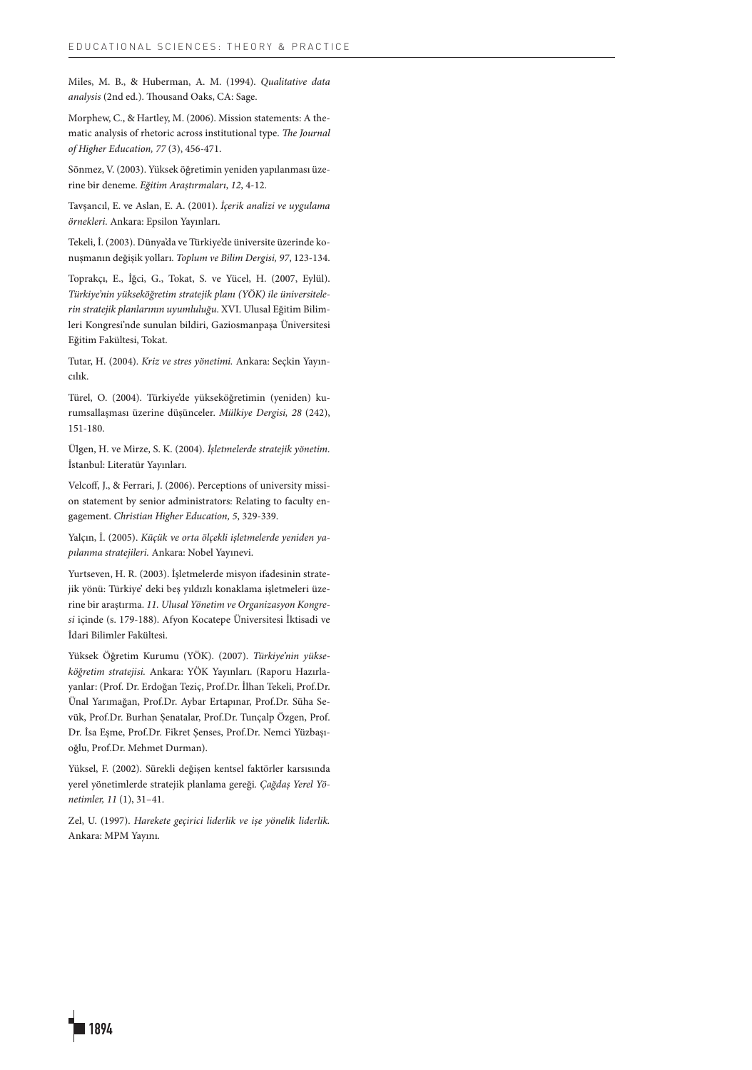Miles, M. B., & Huberman, A. M. (1994). *Qualitative data analysis* (2nd ed.). Thousand Oaks, CA: Sage.

Morphew, C., & Hartley, M. (2006). Mission statements: A thematic analysis of rhetoric across institutional type. *The Journal of Higher Education, 77* (3), 456-471.

Sönmez, V. (2003). Yüksek öğretimin yeniden yapılanması üzerine bir deneme. *Eğitim Araştırmaları*, *12*, 4-12.

Tavşancıl, E. ve Aslan, E. A. (2001). *İçerik analizi ve uygulama örnekleri.* Ankara: Epsilon Yayınları.

Tekeli, İ. (2003). Dünya'da ve Türkiye'de üniversite üzerinde konuşmanın değişik yolları. *Toplum ve Bilim Dergisi, 97*, 123-134.

Toprakçı, E., İğci, G., Tokat, S. ve Yücel, H. (2007, Eylül). *Türkiye'nin yükseköğretim stratejik planı (YÖK) ile üniversitelerin stratejik planlarının uyumluluğu*. XVI. Ulusal Eğitim Bilimleri Kongresi'nde sunulan bildiri, Gaziosmanpaşa Üniversitesi Eğitim Fakültesi, Tokat.

Tutar, H. (2004). *Kriz ve stres yönetimi.* Ankara: Seçkin Yayıncılık.

Türel, O. (2004). Türkiye'de yükseköğretimin (yeniden) kurumsallaşması üzerine düşünceler. *Mülkiye Dergisi, 28* (242), 151-180.

Ülgen, H. ve Mirze, S. K. (2004). *İşletmelerde stratejik yönetim.* İstanbul: Literatür Yayınları.

Velcoff, J., & Ferrari, J. (2006). Perceptions of university mission statement by senior administrators: Relating to faculty engagement. *Christian Higher Education*, *5*, 329-339.

Yalçın, İ. (2005). *Küçük ve orta ölçekli işletmelerde yeniden yapılanma stratejileri.* Ankara: Nobel Yayınevi.

Yurtseven, H. R. (2003). İşletmelerde misyon ifadesinin stratejik yönü: Türkiye' deki beş yıldızlı konaklama işletmeleri üzerine bir araştırma. *11. Ulusal Yönetim ve Organizasyon Kongresi* içinde (s. 179-188). Afyon Kocatepe Üniversitesi İktisadi ve İdari Bilimler Fakültesi.

Yüksek Öğretim Kurumu (YÖK). (2007). *Türkiye'nin yükseköğretim stratejisi.* Ankara: YÖK Yayınları. (Raporu Hazırlayanlar: (Prof. Dr. Erdoğan Teziç, Prof.Dr. İlhan Tekeli, Prof.Dr. Ünal Yarımağan, Prof.Dr. Aybar Ertapınar, Prof.Dr. Süha Sevük, Prof.Dr. Burhan Şenatalar, Prof.Dr. Tunçalp Özgen, Prof. Dr. İsa Eşme, Prof.Dr. Fikret Şenses, Prof.Dr. Nemci Yüzbaşıoğlu, Prof.Dr. Mehmet Durman).

Yüksel, F. (2002). Sürekli değişen kentsel faktörler karsısında yerel yönetimlerde stratejik planlama gereği. *Çağdaş Yerel Yönetimler, 11* (1), 31–41.

Zel, U. (1997). *Harekete geçirici liderlik ve işe yönelik liderlik.* Ankara: MPM Yayını.